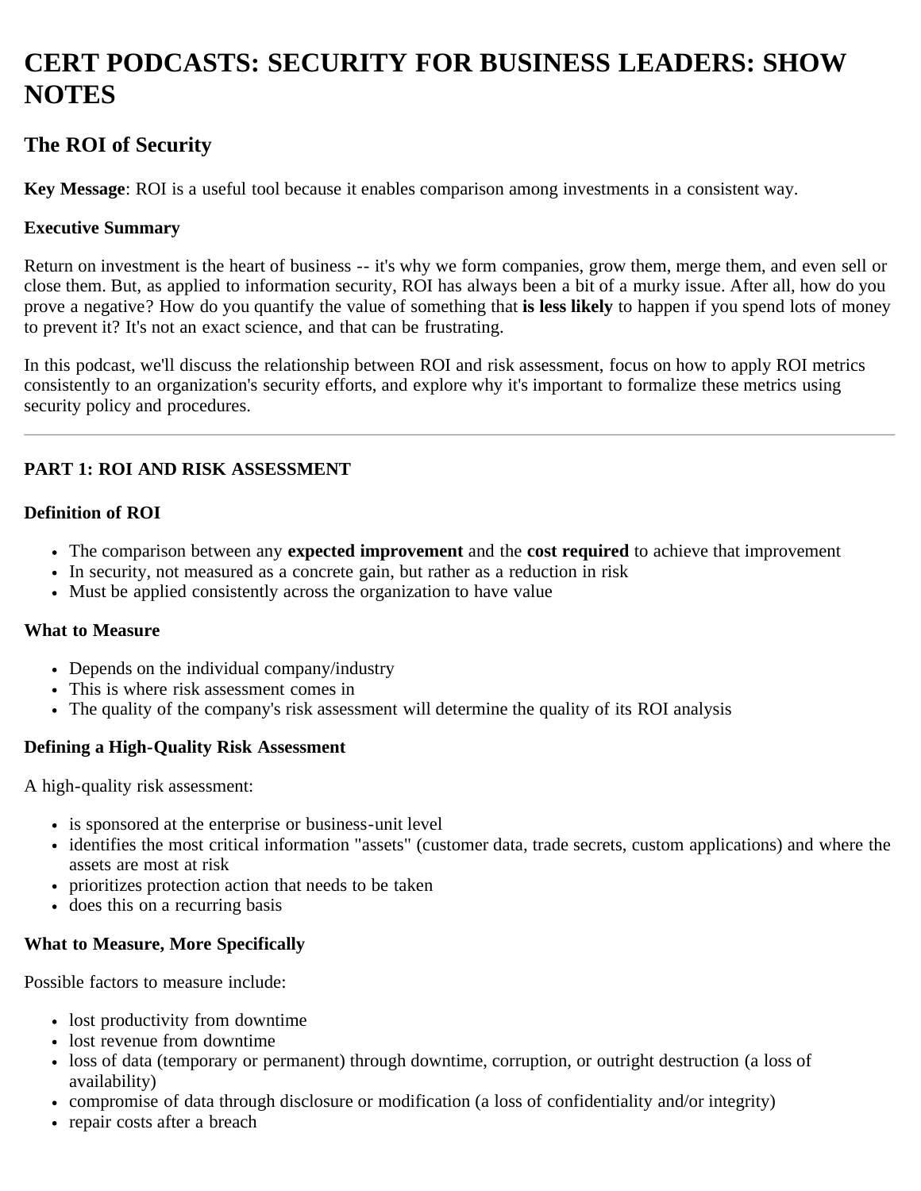# CERT PODCASTS: SECURITY FOR BUSINESS LEADERS: SHOW NOTES

## The ROI of Security

**Key Message**: ROI is a useful tool because it enables comparison among investments in a consistent way.

**Executive Summary**

Return on investment is the heart of business -- it's why we form companies, grow them, merge them, and even sell or close them. But, as applied to information security, ROI has always been a bit of a murky issue. After all, how do you prove a negative? How do you quantify the value of something that **is less likely** to happen if you spend lots of money to prevent it? It's not an exact science, and that can be frustrating.

In this podcast, we'll discuss the relationship between ROI and risk assessment, focus on how to apply ROI metrics consistently to an organization's security efforts, and explore why it's important to formalize these metrics using security policy and procedures.

---

**PART 1: ROI AND RISK ASSESSMENT**

**Definition of ROI**

- The comparison between any **expected improvement** and the **cost required** to achieve that improvement
- In security, not measured as a concrete gain, but rather as a reduction in risk
- Must be applied consistently across the organization to have value

**What to Measure**

- Depends on the individual company/industry
- This is where risk assessment comes in
- The quality of the company's risk assessment will determine the quality of its ROI analysis

**Defining a High-Quality Risk Assessment**

A high-quality risk assessment:

- is sponsored at the enterprise or business-unit level
- identifies the most critical information "assets" (customer data, trade secrets, custom applications) and where the assets are most at risk
- prioritizes protection action that needs to be taken
- does this on a recurring basis

**What to Measure, More Specifically**

Possible factors to measure include:

- lost productivity from downtime
- lost revenue from downtime
- loss of data (temporary or permanent) through downtime, corruption, or outright destruction (a loss of availability)
- compromise of data through disclosure or modification (a loss of confidentiality and/or integrity)
- repair costs after a breach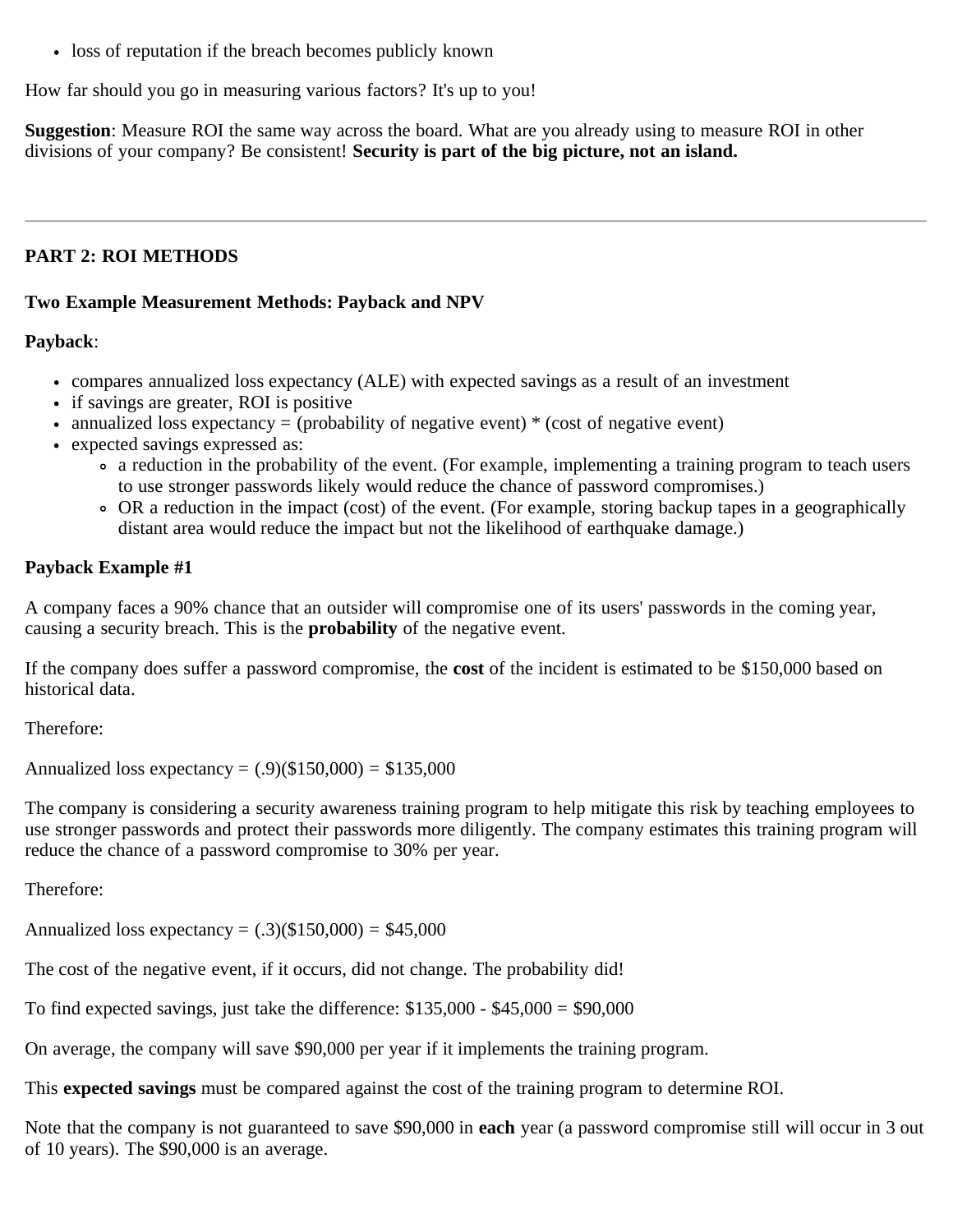- loss of reputation if the breach becomes publicly known

How far should you go in measuring various factors? It's up to you!

**Suggestion**: Measure ROI the same way across the board. What are you already using to measure ROI in other divisions of your company? Be consistent! **Security is part of the big picture, not an island.**

---

## PART 2: ROI METHODS

### Two Example Measurement Methods: Payback and NPV

**Payback**:

- compares annualized loss expectancy (ALE) with expected savings as a result of an investment
- if savings are greater, ROI is positive
- annualized loss expectancy = (probability of negative event) * (cost of negative event)
- expected savings expressed as:
  - a reduction in the probability of the event. (For example, implementing a training program to teach users to use stronger passwords likely would reduce the chance of password compromises.)
  - OR a reduction in the impact (cost) of the event. (For example, storing backup tapes in a geographically distant area would reduce the impact but not the likelihood of earthquake damage.)

**Payback Example #1**

A company faces a 90% chance that an outsider will compromise one of its users' passwords in the coming year, causing a security breach. This is the **probability** of the negative event.

If the company does suffer a password compromise, the **cost** of the incident is estimated to be $150,000 based on historical data.

Therefore:

Annualized loss expectancy = (.9)($150,000) = $135,000

The company is considering a security awareness training program to help mitigate this risk by teaching employees to use stronger passwords and protect their passwords more diligently. The company estimates this training program will reduce the chance of a password compromise to 30% per year.

Therefore:

Annualized loss expectancy = (.3)($150,000) = $45,000

The cost of the negative event, if it occurs, did not change. The probability did!

To find expected savings, just take the difference: $135,000 - $45,000 = $90,000

On average, the company will save $90,000 per year if it implements the training program.

This **expected savings** must be compared against the cost of the training program to determine ROI.

Note that the company is not guaranteed to save $90,000 in **each** year (a password compromise still will occur in 3 out of 10 years). The $90,000 is an average.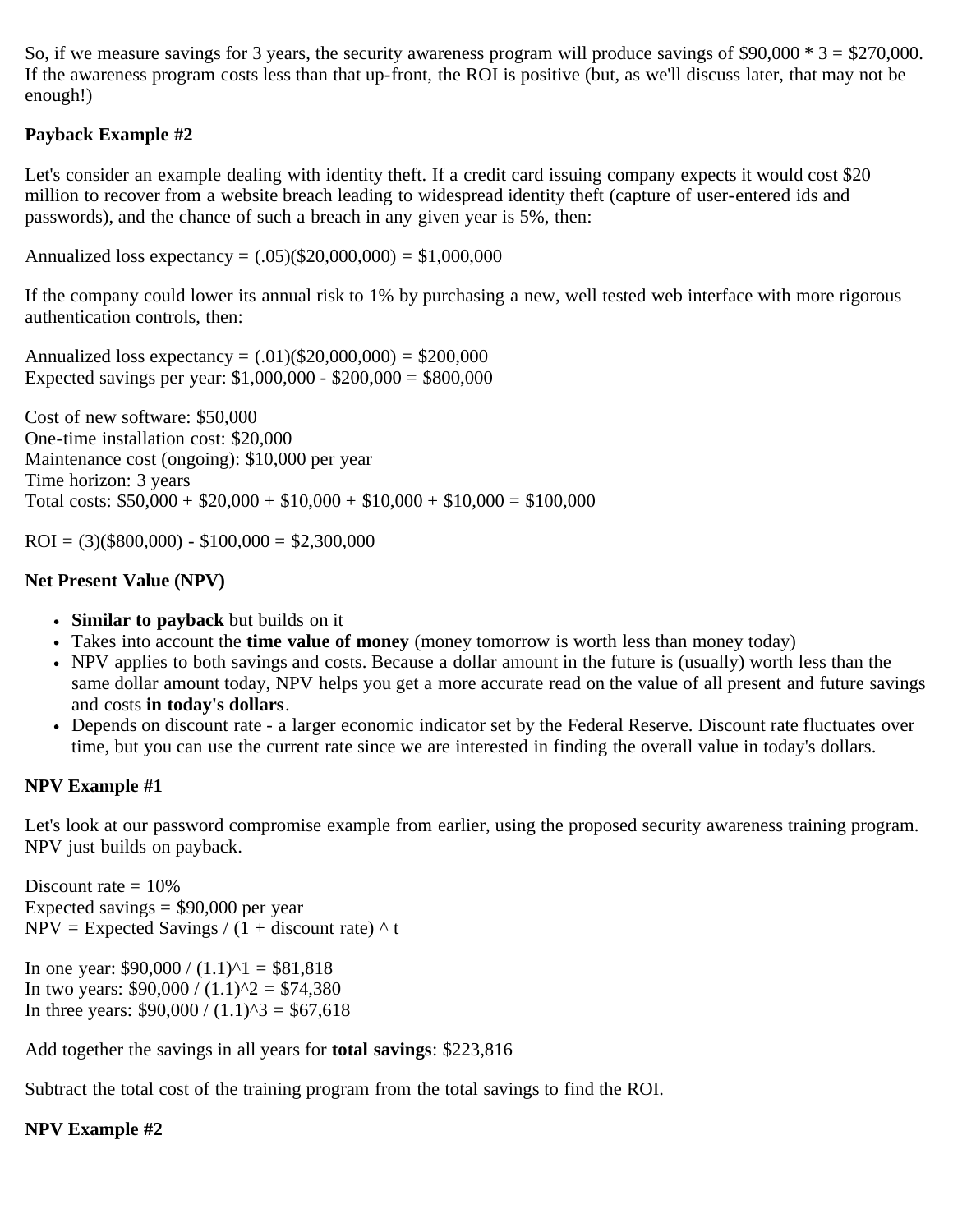So, if we measure savings for 3 years, the security awareness program will produce savings of $90,000 * 3 = $270,000. If the awareness program costs less than that up-front, the ROI is positive (but, as we'll discuss later, that may not be enough!)

**Payback Example #2**

Let's consider an example dealing with identity theft. If a credit card issuing company expects it would cost $20 million to recover from a website breach leading to widespread identity theft (capture of user-entered ids and passwords), and the chance of such a breach in any given year is 5%, then:

Annualized loss expectancy = (.05)($20,000,000) = $1,000,000

If the company could lower its annual risk to 1% by purchasing a new, well tested web interface with more rigorous authentication controls, then:

Annualized loss expectancy = (.01)($20,000,000) = $200,000
Expected savings per year: $1,000,000 - $200,000 = $800,000

Cost of new software: $50,000
One-time installation cost: $20,000
Maintenance cost (ongoing): $10,000 per year
Time horizon: 3 years
Total costs: $50,000 + $20,000 + $10,000 + $10,000 + $10,000 = $100,000

ROI = (3)($800,000) - $100,000 = $2,300,000

**Net Present Value (NPV)**

- **Similar to payback** but builds on it
- Takes into account the **time value of money** (money tomorrow is worth less than money today)
- NPV applies to both savings and costs. Because a dollar amount in the future is (usually) worth less than the same dollar amount today, NPV helps you get a more accurate read on the value of all present and future savings and costs **in today's dollars**.
- Depends on discount rate - a larger economic indicator set by the Federal Reserve. Discount rate fluctuates over time, but you can use the current rate since we are interested in finding the overall value in today's dollars.

**NPV Example #1**

Let's look at our password compromise example from earlier, using the proposed security awareness training program. NPV just builds on payback.

Discount rate = 10%
Expected savings = $90,000 per year
NPV = Expected Savings / (1 + discount rate) ^ t

In one year: $90,000 / (1.1)^1 = $81,818
In two years: $90,000 / (1.1)^2 = $74,380
In three years: $90,000 / (1.1)^3 = $67,618

Add together the savings in all years for **total savings**: $223,816

Subtract the total cost of the training program from the total savings to find the ROI.

**NPV Example #2**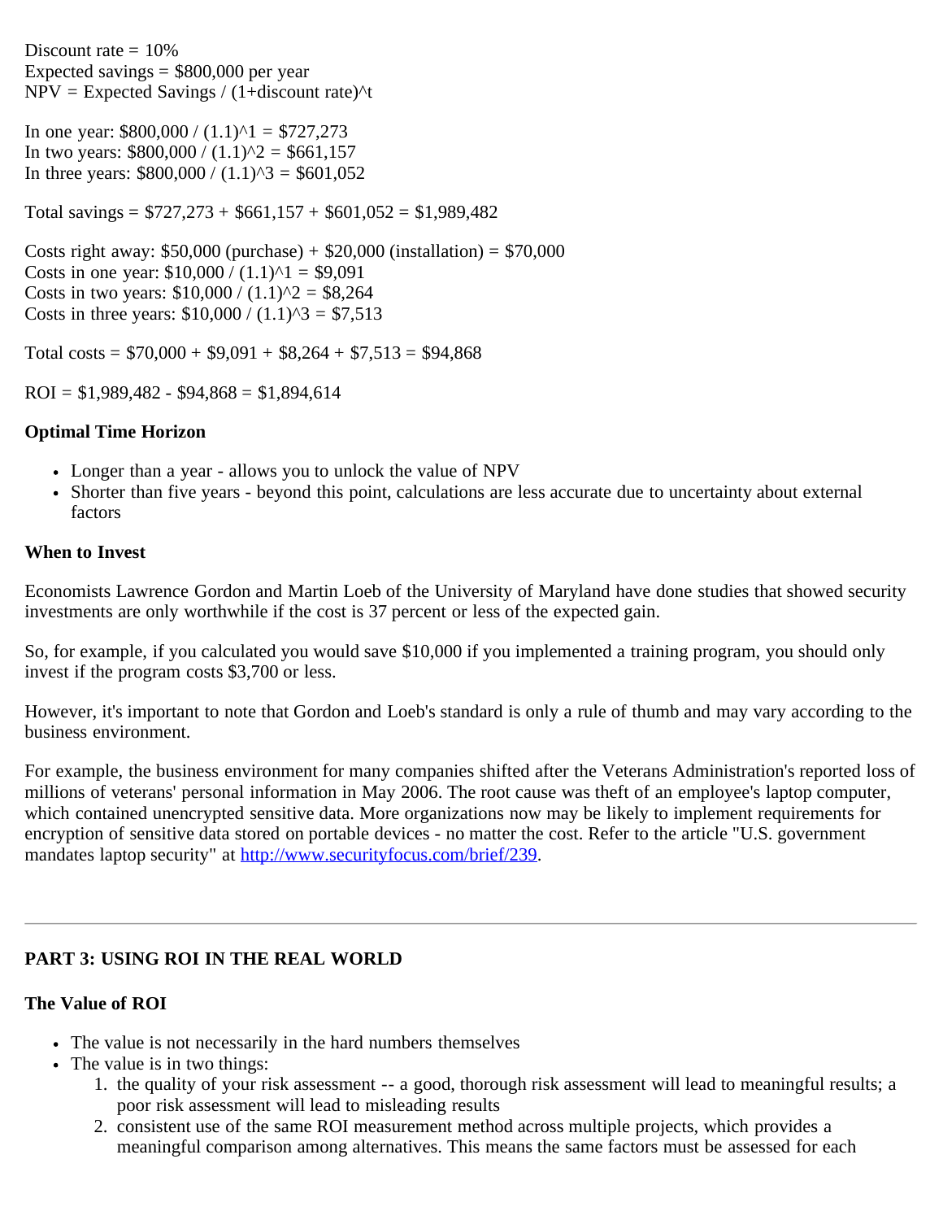Discount rate = 10%
Expected savings = $800,000 per year
NPV = Expected Savings / (1+discount rate)^t

In one year: $800,000 / (1.1)^1 = $727,273
In two years: $800,000 / (1.1)^2 = $661,157
In three years: $800,000 / (1.1)^3 = $601,052

Total savings = $727,273 + $661,157 + $601,052 = $1,989,482

Costs right away: $50,000 (purchase) + $20,000 (installation) = $70,000
Costs in one year: $10,000 / (1.1)^1 = $9,091
Costs in two years: $10,000 / (1.1)^2 = $8,264
Costs in three years: $10,000 / (1.1)^3 = $7,513

Total costs = $70,000 + $9,091 + $8,264 + $7,513 = $94,868

ROI = $1,989,482 - $94,868 = $1,894,614

**Optimal Time Horizon**

- Longer than a year - allows you to unlock the value of NPV
- Shorter than five years - beyond this point, calculations are less accurate due to uncertainty about external factors

**When to Invest**

Economists Lawrence Gordon and Martin Loeb of the University of Maryland have done studies that showed security investments are only worthwhile if the cost is 37 percent or less of the expected gain.

So, for example, if you calculated you would save $10,000 if you implemented a training program, you should only invest if the program costs $3,700 or less.

However, it's important to note that Gordon and Loeb's standard is only a rule of thumb and may vary according to the business environment.

For example, the business environment for many companies shifted after the Veterans Administration's reported loss of millions of veterans' personal information in May 2006. The root cause was theft of an employee's laptop computer, which contained unencrypted sensitive data. More organizations now may be likely to implement requirements for encryption of sensitive data stored on portable devices - no matter the cost. Refer to the article "U.S. government mandates laptop security" at [http://www.securityfocus.com/brief/239](http://www.securityfocus.com/brief/239).

---

## PART 3: USING ROI IN THE REAL WORLD

**The Value of ROI**

- The value is not necessarily in the hard numbers themselves
- The value is in two things:
  1. the quality of your risk assessment -- a good, thorough risk assessment will lead to meaningful results; a poor risk assessment will lead to misleading results
  2. consistent use of the same ROI measurement method across multiple projects, which provides a meaningful comparison among alternatives. This means the same factors must be assessed for each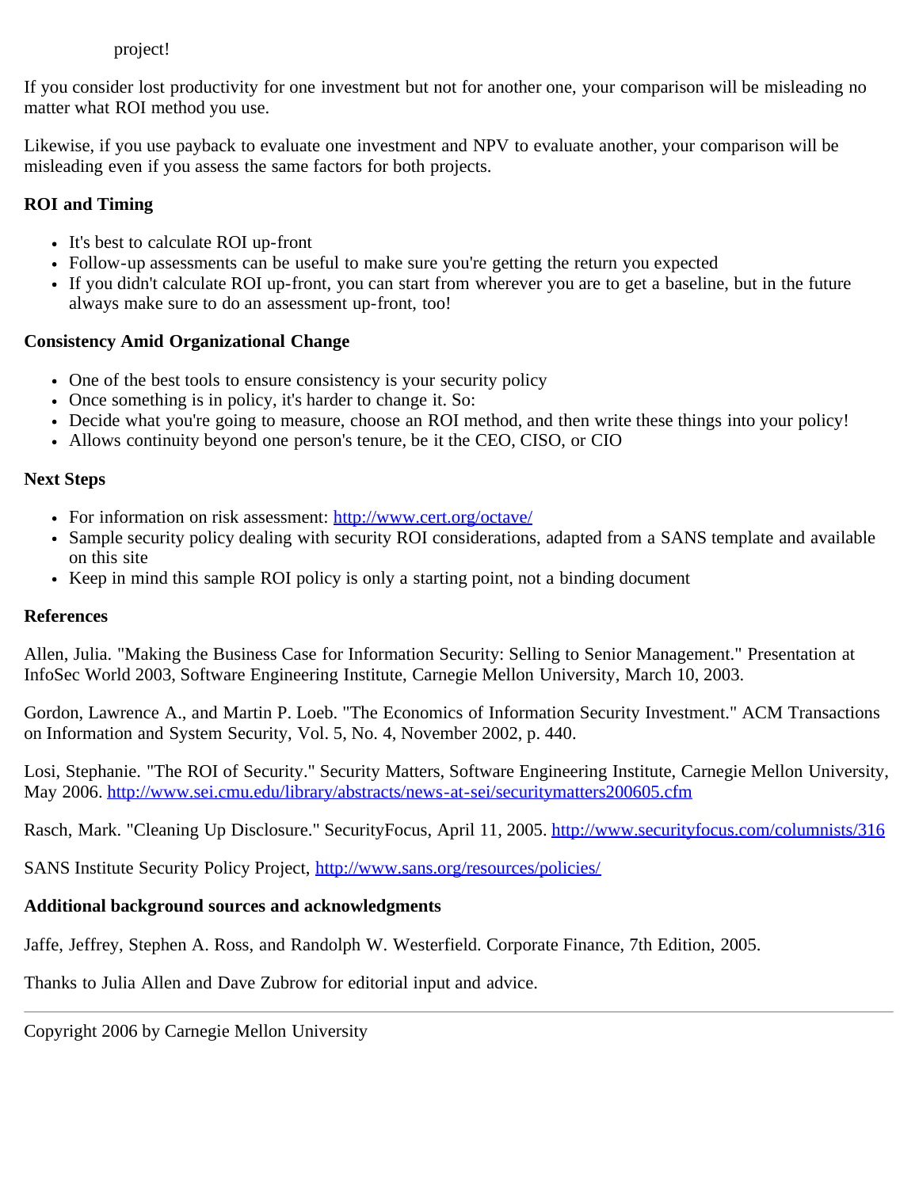project!

If you consider lost productivity for one investment but not for another one, your comparison will be misleading no matter what ROI method you use.

Likewise, if you use payback to evaluate one investment and NPV to evaluate another, your comparison will be misleading even if you assess the same factors for both projects.

**ROI and Timing**

- It's best to calculate ROI up-front
- Follow-up assessments can be useful to make sure you're getting the return you expected
- If you didn't calculate ROI up-front, you can start from wherever you are to get a baseline, but in the future always make sure to do an assessment up-front, too!

**Consistency Amid Organizational Change**

- One of the best tools to ensure consistency is your security policy
- Once something is in policy, it's harder to change it. So:
- Decide what you're going to measure, choose an ROI method, and then write these things into your policy!
- Allows continuity beyond one person's tenure, be it the CEO, CISO, or CIO

**Next Steps**

- For information on risk assessment: [http://www.cert.org/octave/](http://www.cert.org/octave/)
- Sample security policy dealing with security ROI considerations, adapted from a SANS template and available on this site
- Keep in mind this sample ROI policy is only a starting point, not a binding document

**References**

Allen, Julia. "Making the Business Case for Information Security: Selling to Senior Management." Presentation at InfoSec World 2003, Software Engineering Institute, Carnegie Mellon University, March 10, 2003.

Gordon, Lawrence A., and Martin P. Loeb. "The Economics of Information Security Investment." ACM Transactions on Information and System Security, Vol. 5, No. 4, November 2002, p. 440.

Losi, Stephanie. "The ROI of Security." Security Matters, Software Engineering Institute, Carnegie Mellon University, May 2006. [http://www.sei.cmu.edu/library/abstracts/news-at-sei/securitymatters200605.cfm](http://www.sei.cmu.edu/library/abstracts/news-at-sei/securitymatters200605.cfm)

Rasch, Mark. "Cleaning Up Disclosure." SecurityFocus, April 11, 2005. [http://www.securityfocus.com/columnists/316](http://www.securityfocus.com/columnists/316)

SANS Institute Security Policy Project, [http://www.sans.org/resources/policies/](http://www.sans.org/resources/policies/)

**Additional background sources and acknowledgments**

Jaffe, Jeffrey, Stephen A. Ross, and Randolph W. Westerfield. Corporate Finance, 7th Edition, 2005.

Thanks to Julia Allen and Dave Zubrow for editorial input and advice.

---

Copyright 2006 by Carnegie Mellon University